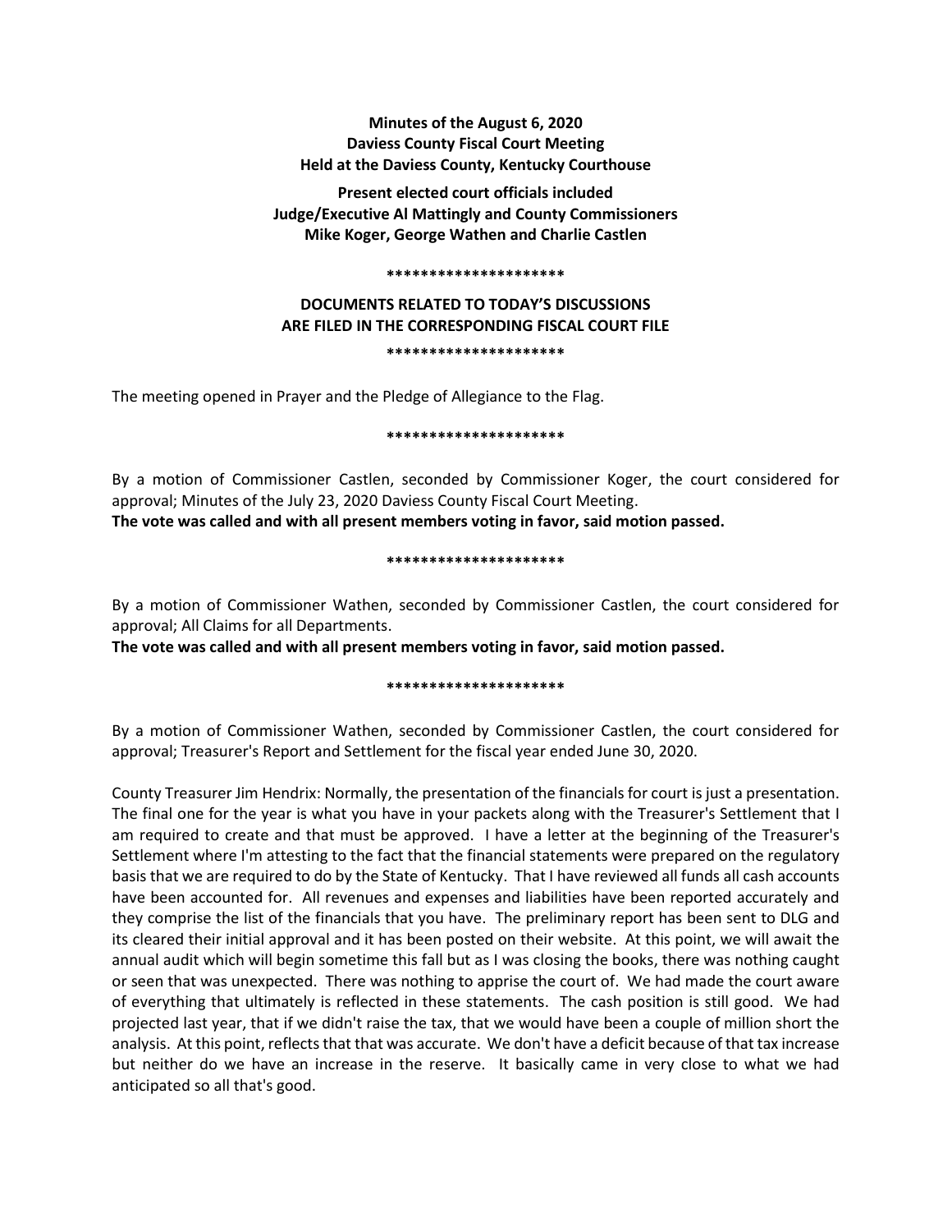**Minutes of the August 6, 2020**
**Daviess County Fiscal Court Meeting**
**Held at the Daviess County, Kentucky Courthouse**

**Present elected court officials included**
**Judge/Executive Al Mattingly and County Commissioners**
**Mike Koger, George Wathen and Charlie Castlen**

**********************

**DOCUMENTS RELATED TO TODAY'S DISCUSSIONS**
**ARE FILED IN THE CORRESPONDING FISCAL COURT FILE**

**********************

The meeting opened in Prayer and the Pledge of Allegiance to the Flag.

**********************

By a motion of Commissioner Castlen, seconded by Commissioner Koger, the court considered for approval; Minutes of the July 23, 2020 Daviess County Fiscal Court Meeting.

**The vote was called and with all present members voting in favor, said motion passed.**

**********************

By a motion of Commissioner Wathen, seconded by Commissioner Castlen, the court considered for approval; All Claims for all Departments.

**The vote was called and with all present members voting in favor, said motion passed.**

**********************

By a motion of Commissioner Wathen, seconded by Commissioner Castlen, the court considered for approval; Treasurer's Report and Settlement for the fiscal year ended June 30, 2020.

County Treasurer Jim Hendrix: Normally, the presentation of the financials for court is just a presentation. The final one for the year is what you have in your packets along with the Treasurer's Settlement that I am required to create and that must be approved. I have a letter at the beginning of the Treasurer's Settlement where I'm attesting to the fact that the financial statements were prepared on the regulatory basis that we are required to do by the State of Kentucky. That I have reviewed all funds all cash accounts have been accounted for. All revenues and expenses and liabilities have been reported accurately and they comprise the list of the financials that you have. The preliminary report has been sent to DLG and its cleared their initial approval and it has been posted on their website. At this point, we will await the annual audit which will begin sometime this fall but as I was closing the books, there was nothing caught or seen that was unexpected. There was nothing to apprise the court of. We had made the court aware of everything that ultimately is reflected in these statements. The cash position is still good. We had projected last year, that if we didn't raise the tax, that we would have been a couple of million short the analysis. At this point, reflects that that was accurate. We don't have a deficit because of that tax increase but neither do we have an increase in the reserve. It basically came in very close to what we had anticipated so all that's good.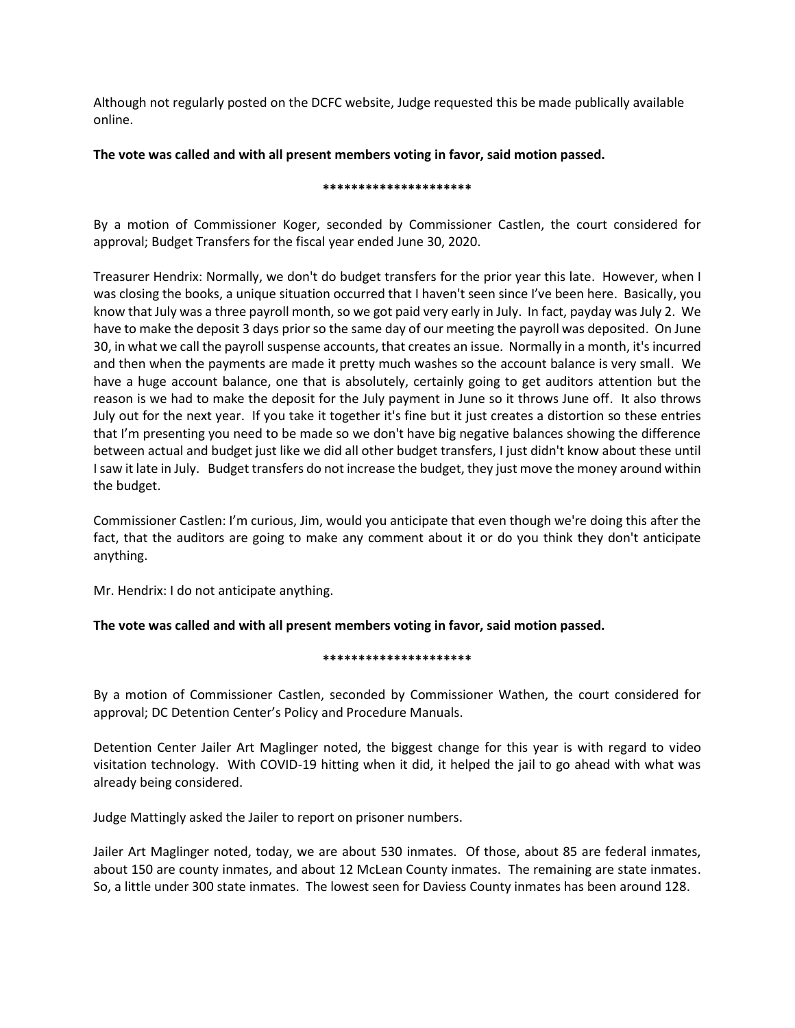Although not regularly posted on the DCFC website, Judge requested this be made publically available online.

**The vote was called and with all present members voting in favor, said motion passed.**

*********************

By a motion of Commissioner Koger, seconded by Commissioner Castlen, the court considered for approval; Budget Transfers for the fiscal year ended June 30, 2020.

Treasurer Hendrix: Normally, we don't do budget transfers for the prior year this late. However, when I was closing the books, a unique situation occurred that I haven't seen since I've been here. Basically, you know that July was a three payroll month, so we got paid very early in July. In fact, payday was July 2. We have to make the deposit 3 days prior so the same day of our meeting the payroll was deposited. On June 30, in what we call the payroll suspense accounts, that creates an issue. Normally in a month, it's incurred and then when the payments are made it pretty much washes so the account balance is very small. We have a huge account balance, one that is absolutely, certainly going to get auditors attention but the reason is we had to make the deposit for the July payment in June so it throws June off. It also throws July out for the next year. If you take it together it's fine but it just creates a distortion so these entries that I'm presenting you need to be made so we don't have big negative balances showing the difference between actual and budget just like we did all other budget transfers, I just didn't know about these until I saw it late in July. Budget transfers do not increase the budget, they just move the money around within the budget.

Commissioner Castlen: I'm curious, Jim, would you anticipate that even though we're doing this after the fact, that the auditors are going to make any comment about it or do you think they don't anticipate anything.

Mr. Hendrix: I do not anticipate anything.

**The vote was called and with all present members voting in favor, said motion passed.**

*********************

By a motion of Commissioner Castlen, seconded by Commissioner Wathen, the court considered for approval; DC Detention Center's Policy and Procedure Manuals.

Detention Center Jailer Art Maglinger noted, the biggest change for this year is with regard to video visitation technology. With COVID-19 hitting when it did, it helped the jail to go ahead with what was already being considered.

Judge Mattingly asked the Jailer to report on prisoner numbers.

Jailer Art Maglinger noted, today, we are about 530 inmates. Of those, about 85 are federal inmates, about 150 are county inmates, and about 12 McLean County inmates. The remaining are state inmates. So, a little under 300 state inmates. The lowest seen for Daviess County inmates has been around 128.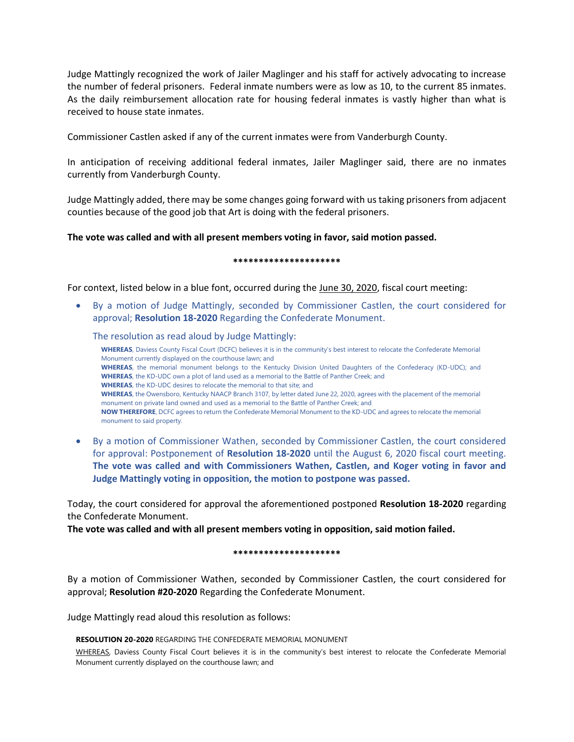Judge Mattingly recognized the work of Jailer Maglinger and his staff for actively advocating to increase the number of federal prisoners. Federal inmate numbers were as low as 10, to the current 85 inmates. As the daily reimbursement allocation rate for housing federal inmates is vastly higher than what is received to house state inmates.

Commissioner Castlen asked if any of the current inmates were from Vanderburgh County.

In anticipation of receiving additional federal inmates, Jailer Maglinger said, there are no inmates currently from Vanderburgh County.

Judge Mattingly added, there may be some changes going forward with us taking prisoners from adjacent counties because of the good job that Art is doing with the federal prisoners.

**The vote was called and with all present members voting in favor, said motion passed.**

**********************

For context, listed below in a blue font, occurred during the June 30, 2020, fiscal court meeting:

- By a motion of Judge Mattingly, seconded by Commissioner Castlen, the court considered for approval; **Resolution 18-2020** Regarding the Confederate Monument.

  The resolution as read aloud by Judge Mattingly:

  **WHEREAS**, Daviess County Fiscal Court (DCFC) believes it is in the community's best interest to relocate the Confederate Memorial Monument currently displayed on the courthouse lawn; and
  **WHEREAS**, the memorial monument belongs to the Kentucky Division United Daughters of the Confederacy (KD-UDC); and
  **WHEREAS**, the KD-UDC own a plot of land used as a memorial to the Battle of Panther Creek; and
  **WHEREAS**, the KD-UDC desires to relocate the memorial to that site; and
  **WHEREAS**, the Owensboro, Kentucky NAACP Branch 3107, by letter dated June 22, 2020, agrees with the placement of the memorial monument on private land owned and used as a memorial to the Battle of Panther Creek; and
  **NOW THEREFORE**, DCFC agrees to return the Confederate Memorial Monument to the KD-UDC and agrees to relocate the memorial monument to said property.

- By a motion of Commissioner Wathen, seconded by Commissioner Castlen, the court considered for approval: Postponement of **Resolution 18-2020** until the August 6, 2020 fiscal court meeting. **The vote was called and with Commissioners Wathen, Castlen, and Koger voting in favor and Judge Mattingly voting in opposition, the motion to postpone was passed.**

Today, the court considered for approval the aforementioned postponed **Resolution 18-2020** regarding the Confederate Monument.
**The vote was called and with all present members voting in opposition, said motion failed.**

**********************

By a motion of Commissioner Wathen, seconded by Commissioner Castlen, the court considered for approval; **Resolution #20-2020** Regarding the Confederate Monument.

Judge Mattingly read aloud this resolution as follows:

**RESOLUTION 20-2020** REGARDING THE CONFEDERATE MEMORIAL MONUMENT

WHEREAS, Daviess County Fiscal Court believes it is in the community's best interest to relocate the Confederate Memorial Monument currently displayed on the courthouse lawn; and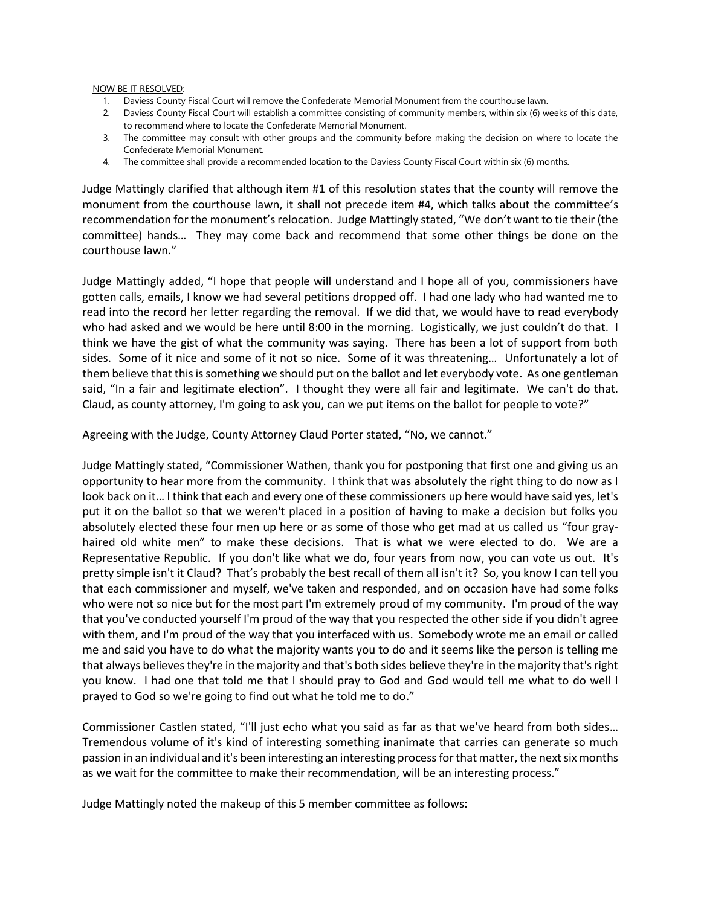<u>NOW BE IT RESOLVED</u>:

1. Daviess County Fiscal Court will remove the Confederate Memorial Monument from the courthouse lawn.
2. Daviess County Fiscal Court will establish a committee consisting of community members, within six (6) weeks of this date, to recommend where to locate the Confederate Memorial Monument.
3. The committee may consult with other groups and the community before making the decision on where to locate the Confederate Memorial Monument.
4. The committee shall provide a recommended location to the Daviess County Fiscal Court within six (6) months.

Judge Mattingly clarified that although item #1 of this resolution states that the county will remove the monument from the courthouse lawn, it shall not precede item #4, which talks about the committee's recommendation for the monument's relocation. Judge Mattingly stated, "We don't want to tie their (the committee) hands… They may come back and recommend that some other things be done on the courthouse lawn."

Judge Mattingly added, "I hope that people will understand and I hope all of you, commissioners have gotten calls, emails, I know we had several petitions dropped off. I had one lady who had wanted me to read into the record her letter regarding the removal. If we did that, we would have to read everybody who had asked and we would be here until 8:00 in the morning. Logistically, we just couldn't do that. I think we have the gist of what the community was saying. There has been a lot of support from both sides. Some of it nice and some of it not so nice. Some of it was threatening… Unfortunately a lot of them believe that this is something we should put on the ballot and let everybody vote. As one gentleman said, "In a fair and legitimate election". I thought they were all fair and legitimate. We can't do that. Claud, as county attorney, I'm going to ask you, can we put items on the ballot for people to vote?"

Agreeing with the Judge, County Attorney Claud Porter stated, "No, we cannot."

Judge Mattingly stated, "Commissioner Wathen, thank you for postponing that first one and giving us an opportunity to hear more from the community. I think that was absolutely the right thing to do now as I look back on it… I think that each and every one of these commissioners up here would have said yes, let's put it on the ballot so that we weren't placed in a position of having to make a decision but folks you absolutely elected these four men up here or as some of those who get mad at us called us "four gray-haired old white men" to make these decisions. That is what we were elected to do. We are a Representative Republic. If you don't like what we do, four years from now, you can vote us out. It's pretty simple isn't it Claud? That's probably the best recall of them all isn't it? So, you know I can tell you that each commissioner and myself, we've taken and responded, and on occasion have had some folks who were not so nice but for the most part I'm extremely proud of my community. I'm proud of the way that you've conducted yourself I'm proud of the way that you respected the other side if you didn't agree with them, and I'm proud of the way that you interfaced with us. Somebody wrote me an email or called me and said you have to do what the majority wants you to do and it seems like the person is telling me that always believes they're in the majority and that's both sides believe they're in the majority that's right you know. I had one that told me that I should pray to God and God would tell me what to do well I prayed to God so we're going to find out what he told me to do."

Commissioner Castlen stated, "I'll just echo what you said as far as that we've heard from both sides… Tremendous volume of it's kind of interesting something inanimate that carries can generate so much passion in an individual and it's been interesting an interesting process for that matter, the next six months as we wait for the committee to make their recommendation, will be an interesting process."

Judge Mattingly noted the makeup of this 5 member committee as follows: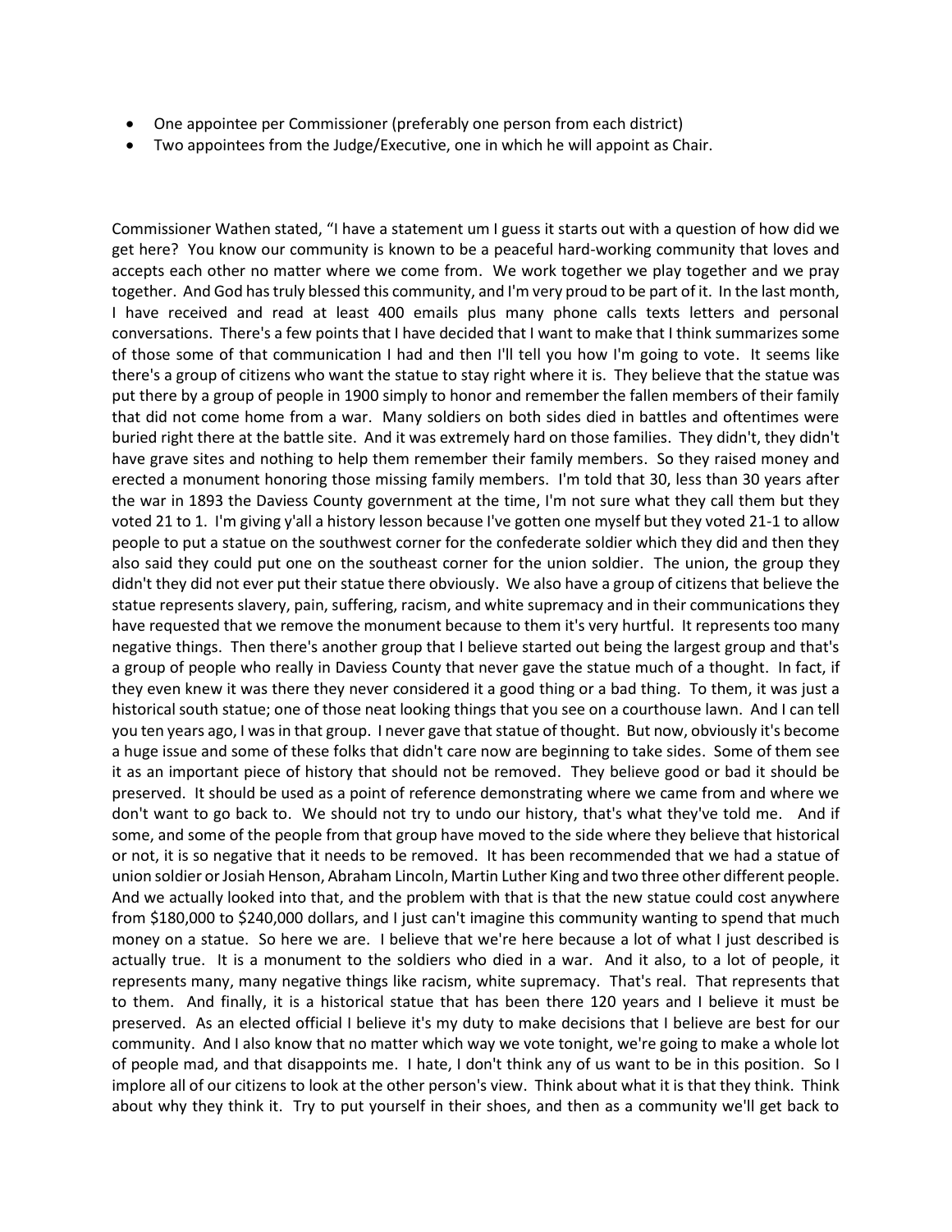- One appointee per Commissioner (preferably one person from each district)
- Two appointees from the Judge/Executive, one in which he will appoint as Chair.

Commissioner Wathen stated, "I have a statement um I guess it starts out with a question of how did we get here? You know our community is known to be a peaceful hard-working community that loves and accepts each other no matter where we come from. We work together we play together and we pray together. And God has truly blessed this community, and I'm very proud to be part of it. In the last month, I have received and read at least 400 emails plus many phone calls texts letters and personal conversations. There's a few points that I have decided that I want to make that I think summarizes some of those some of that communication I had and then I'll tell you how I'm going to vote. It seems like there's a group of citizens who want the statue to stay right where it is. They believe that the statue was put there by a group of people in 1900 simply to honor and remember the fallen members of their family that did not come home from a war. Many soldiers on both sides died in battles and oftentimes were buried right there at the battle site. And it was extremely hard on those families. They didn't, they didn't have grave sites and nothing to help them remember their family members. So they raised money and erected a monument honoring those missing family members. I'm told that 30, less than 30 years after the war in 1893 the Daviess County government at the time, I'm not sure what they call them but they voted 21 to 1. I'm giving y'all a history lesson because I've gotten one myself but they voted 21-1 to allow people to put a statue on the southwest corner for the confederate soldier which they did and then they also said they could put one on the southeast corner for the union soldier. The union, the group they didn't they did not ever put their statue there obviously. We also have a group of citizens that believe the statue represents slavery, pain, suffering, racism, and white supremacy and in their communications they have requested that we remove the monument because to them it's very hurtful. It represents too many negative things. Then there's another group that I believe started out being the largest group and that's a group of people who really in Daviess County that never gave the statue much of a thought. In fact, if they even knew it was there they never considered it a good thing or a bad thing. To them, it was just a historical south statue; one of those neat looking things that you see on a courthouse lawn. And I can tell you ten years ago, I was in that group. I never gave that statue of thought. But now, obviously it's become a huge issue and some of these folks that didn't care now are beginning to take sides. Some of them see it as an important piece of history that should not be removed. They believe good or bad it should be preserved. It should be used as a point of reference demonstrating where we came from and where we don't want to go back to. We should not try to undo our history, that's what they've told me. And if some, and some of the people from that group have moved to the side where they believe that historical or not, it is so negative that it needs to be removed. It has been recommended that we had a statue of union soldier or Josiah Henson, Abraham Lincoln, Martin Luther King and two three other different people. And we actually looked into that, and the problem with that is that the new statue could cost anywhere from $180,000 to $240,000 dollars, and I just can't imagine this community wanting to spend that much money on a statue. So here we are. I believe that we're here because a lot of what I just described is actually true. It is a monument to the soldiers who died in a war. And it also, to a lot of people, it represents many, many negative things like racism, white supremacy. That's real. That represents that to them. And finally, it is a historical statue that has been there 120 years and I believe it must be preserved. As an elected official I believe it's my duty to make decisions that I believe are best for our community. And I also know that no matter which way we vote tonight, we're going to make a whole lot of people mad, and that disappoints me. I hate, I don't think any of us want to be in this position. So I implore all of our citizens to look at the other person's view. Think about what it is that they think. Think about why they think it. Try to put yourself in their shoes, and then as a community we'll get back to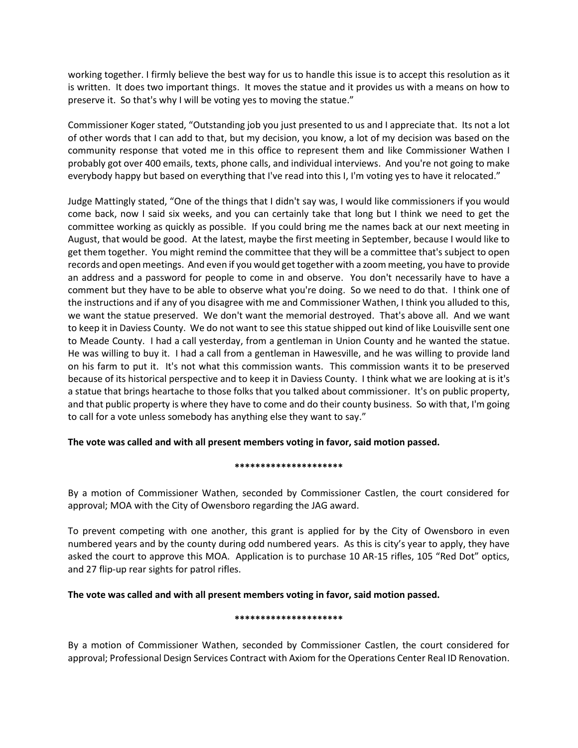working together. I firmly believe the best way for us to handle this issue is to accept this resolution as it is written. It does two important things. It moves the statue and it provides us with a means on how to preserve it. So that's why I will be voting yes to moving the statue."

Commissioner Koger stated, "Outstanding job you just presented to us and I appreciate that. Its not a lot of other words that I can add to that, but my decision, you know, a lot of my decision was based on the community response that voted me in this office to represent them and like Commissioner Wathen I probably got over 400 emails, texts, phone calls, and individual interviews. And you're not going to make everybody happy but based on everything that I've read into this I, I'm voting yes to have it relocated."

Judge Mattingly stated, "One of the things that I didn't say was, I would like commissioners if you would come back, now I said six weeks, and you can certainly take that long but I think we need to get the committee working as quickly as possible. If you could bring me the names back at our next meeting in August, that would be good. At the latest, maybe the first meeting in September, because I would like to get them together. You might remind the committee that they will be a committee that's subject to open records and open meetings. And even if you would get together with a zoom meeting, you have to provide an address and a password for people to come in and observe. You don't necessarily have to have a comment but they have to be able to observe what you're doing. So we need to do that. I think one of the instructions and if any of you disagree with me and Commissioner Wathen, I think you alluded to this, we want the statue preserved. We don't want the memorial destroyed. That's above all. And we want to keep it in Daviess County. We do not want to see this statue shipped out kind of like Louisville sent one to Meade County. I had a call yesterday, from a gentleman in Union County and he wanted the statue. He was willing to buy it. I had a call from a gentleman in Hawesville, and he was willing to provide land on his farm to put it. It's not what this commission wants. This commission wants it to be preserved because of its historical perspective and to keep it in Daviess County. I think what we are looking at is it's a statue that brings heartache to those folks that you talked about commissioner. It's on public property, and that public property is where they have to come and do their county business. So with that, I'm going to call for a vote unless somebody has anything else they want to say."

**The vote was called and with all present members voting in favor, said motion passed.**

**********************

By a motion of Commissioner Wathen, seconded by Commissioner Castlen, the court considered for approval; MOA with the City of Owensboro regarding the JAG award.

To prevent competing with one another, this grant is applied for by the City of Owensboro in even numbered years and by the county during odd numbered years. As this is city's year to apply, they have asked the court to approve this MOA. Application is to purchase 10 AR-15 rifles, 105 "Red Dot" optics, and 27 flip-up rear sights for patrol rifles.

**The vote was called and with all present members voting in favor, said motion passed.**

**********************

By a motion of Commissioner Wathen, seconded by Commissioner Castlen, the court considered for approval; Professional Design Services Contract with Axiom for the Operations Center Real ID Renovation.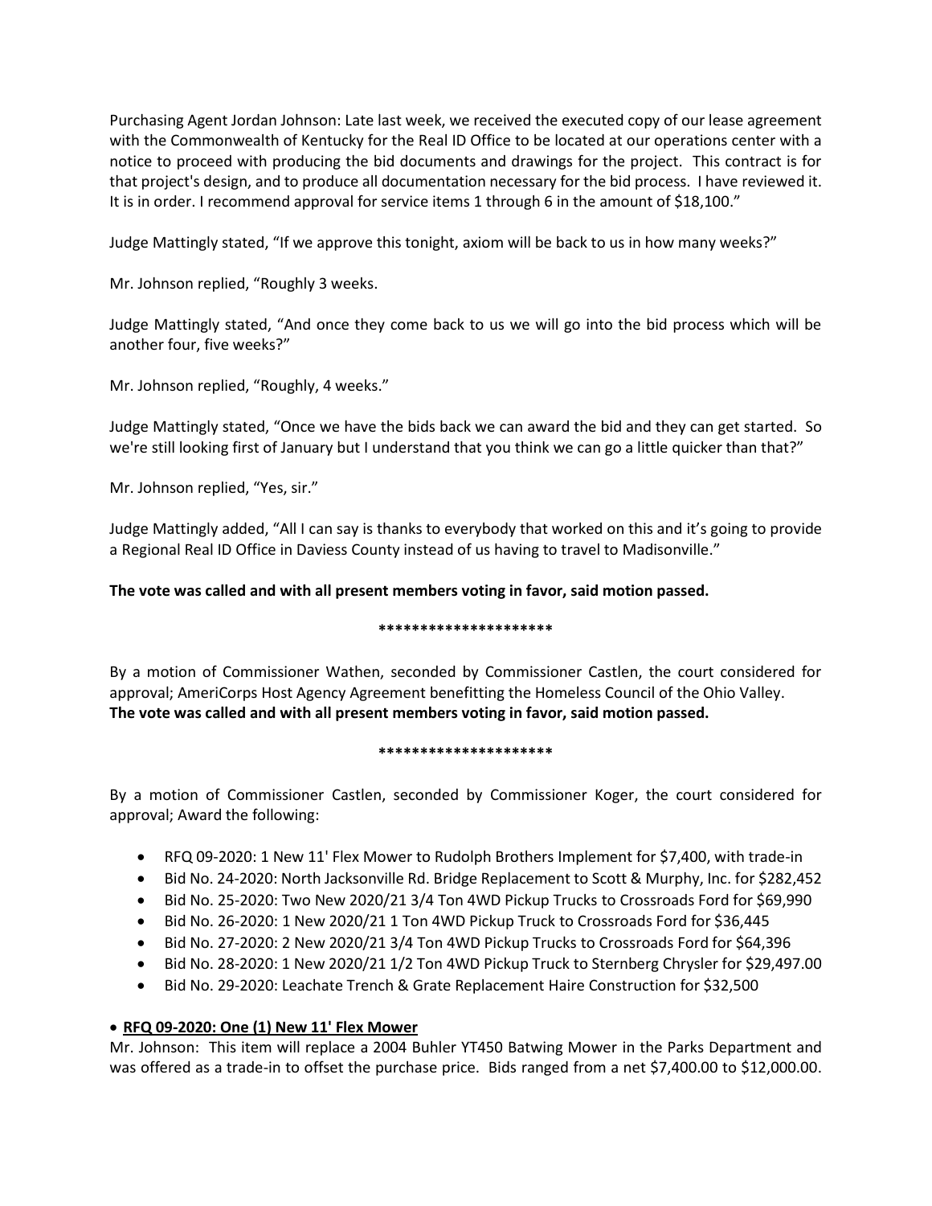Purchasing Agent Jordan Johnson: Late last week, we received the executed copy of our lease agreement with the Commonwealth of Kentucky for the Real ID Office to be located at our operations center with a notice to proceed with producing the bid documents and drawings for the project. This contract is for that project's design, and to produce all documentation necessary for the bid process. I have reviewed it. It is in order. I recommend approval for service items 1 through 6 in the amount of $18,100."

Judge Mattingly stated, "If we approve this tonight, axiom will be back to us in how many weeks?"

Mr. Johnson replied, "Roughly 3 weeks.

Judge Mattingly stated, "And once they come back to us we will go into the bid process which will be another four, five weeks?"

Mr. Johnson replied, "Roughly, 4 weeks."

Judge Mattingly stated, "Once we have the bids back we can award the bid and they can get started. So we're still looking first of January but I understand that you think we can go a little quicker than that?"

Mr. Johnson replied, "Yes, sir."

Judge Mattingly added, "All I can say is thanks to everybody that worked on this and it's going to provide a Regional Real ID Office in Daviess County instead of us having to travel to Madisonville."

**The vote was called and with all present members voting in favor, said motion passed.**

*********************

By a motion of Commissioner Wathen, seconded by Commissioner Castlen, the court considered for approval; AmeriCorps Host Agency Agreement benefitting the Homeless Council of the Ohio Valley.
**The vote was called and with all present members voting in favor, said motion passed.**

*********************

By a motion of Commissioner Castlen, seconded by Commissioner Koger, the court considered for approval; Award the following:

- RFQ 09-2020: 1 New 11' Flex Mower to Rudolph Brothers Implement for $7,400, with trade-in
- Bid No. 24-2020: North Jacksonville Rd. Bridge Replacement to Scott & Murphy, Inc. for $282,452
- Bid No. 25-2020: Two New 2020/21 3/4 Ton 4WD Pickup Trucks to Crossroads Ford for $69,990
- Bid No. 26-2020: 1 New 2020/21 1 Ton 4WD Pickup Truck to Crossroads Ford for $36,445
- Bid No. 27-2020: 2 New 2020/21 3/4 Ton 4WD Pickup Trucks to Crossroads Ford for $64,396
- Bid No. 28-2020: 1 New 2020/21 1/2 Ton 4WD Pickup Truck to Sternberg Chrysler for $29,497.00
- Bid No. 29-2020: Leachate Trench & Grate Replacement Haire Construction for $32,500

- **<u>RFQ 09-2020: One (1) New 11' Flex Mower</u>**

Mr. Johnson: This item will replace a 2004 Buhler YT450 Batwing Mower in the Parks Department and was offered as a trade-in to offset the purchase price. Bids ranged from a net $7,400.00 to $12,000.00.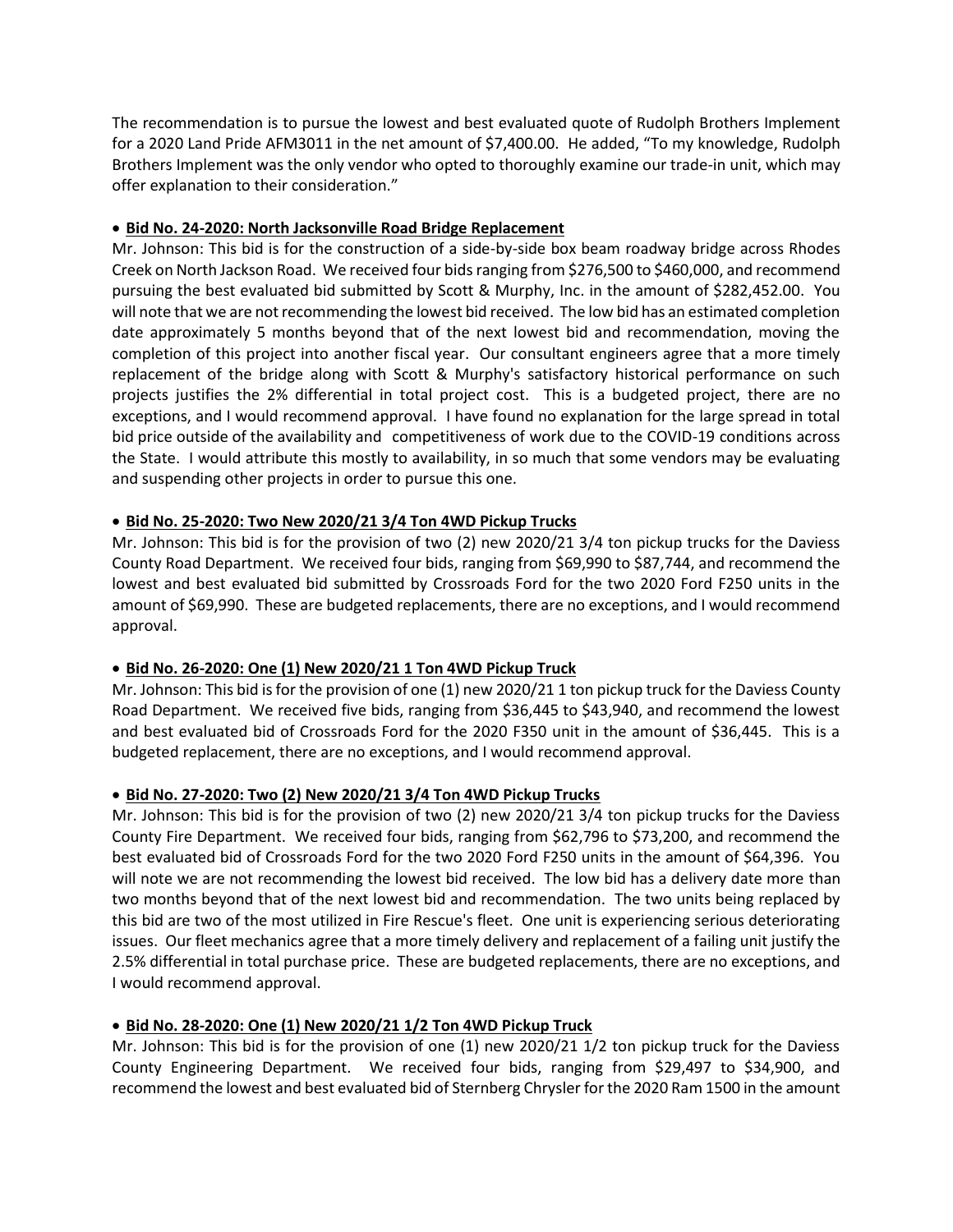The recommendation is to pursue the lowest and best evaluated quote of Rudolph Brothers Implement for a 2020 Land Pride AFM3011 in the net amount of $7,400.00. He added, "To my knowledge, Rudolph Brothers Implement was the only vendor who opted to thoroughly examine our trade-in unit, which may offer explanation to their consideration."

- **Bid No. 24-2020: North Jacksonville Road Bridge Replacement**

Mr. Johnson: This bid is for the construction of a side-by-side box beam roadway bridge across Rhodes Creek on North Jackson Road. We received four bids ranging from $276,500 to $460,000, and recommend pursuing the best evaluated bid submitted by Scott & Murphy, Inc. in the amount of $282,452.00. You will note that we are not recommending the lowest bid received. The low bid has an estimated completion date approximately 5 months beyond that of the next lowest bid and recommendation, moving the completion of this project into another fiscal year. Our consultant engineers agree that a more timely replacement of the bridge along with Scott & Murphy's satisfactory historical performance on such projects justifies the 2% differential in total project cost. This is a budgeted project, there are no exceptions, and I would recommend approval. I have found no explanation for the large spread in total bid price outside of the availability and competitiveness of work due to the COVID-19 conditions across the State. I would attribute this mostly to availability, in so much that some vendors may be evaluating and suspending other projects in order to pursue this one.

- **Bid No. 25-2020: Two New 2020/21 3/4 Ton 4WD Pickup Trucks**

Mr. Johnson: This bid is for the provision of two (2) new 2020/21 3/4 ton pickup trucks for the Daviess County Road Department. We received four bids, ranging from $69,990 to $87,744, and recommend the lowest and best evaluated bid submitted by Crossroads Ford for the two 2020 Ford F250 units in the amount of $69,990. These are budgeted replacements, there are no exceptions, and I would recommend approval.

- **Bid No. 26-2020: One (1) New 2020/21 1 Ton 4WD Pickup Truck**

Mr. Johnson: This bid is for the provision of one (1) new 2020/21 1 ton pickup truck for the Daviess County Road Department. We received five bids, ranging from $36,445 to $43,940, and recommend the lowest and best evaluated bid of Crossroads Ford for the 2020 F350 unit in the amount of $36,445. This is a budgeted replacement, there are no exceptions, and I would recommend approval.

- **Bid No. 27-2020: Two (2) New 2020/21 3/4 Ton 4WD Pickup Trucks**

Mr. Johnson: This bid is for the provision of two (2) new 2020/21 3/4 ton pickup trucks for the Daviess County Fire Department. We received four bids, ranging from $62,796 to $73,200, and recommend the best evaluated bid of Crossroads Ford for the two 2020 Ford F250 units in the amount of $64,396. You will note we are not recommending the lowest bid received. The low bid has a delivery date more than two months beyond that of the next lowest bid and recommendation. The two units being replaced by this bid are two of the most utilized in Fire Rescue's fleet. One unit is experiencing serious deteriorating issues. Our fleet mechanics agree that a more timely delivery and replacement of a failing unit justify the 2.5% differential in total purchase price. These are budgeted replacements, there are no exceptions, and I would recommend approval.

- **Bid No. 28-2020: One (1) New 2020/21 1/2 Ton 4WD Pickup Truck**

Mr. Johnson: This bid is for the provision of one (1) new 2020/21 1/2 ton pickup truck for the Daviess County Engineering Department. We received four bids, ranging from $29,497 to $34,900, and recommend the lowest and best evaluated bid of Sternberg Chrysler for the 2020 Ram 1500 in the amount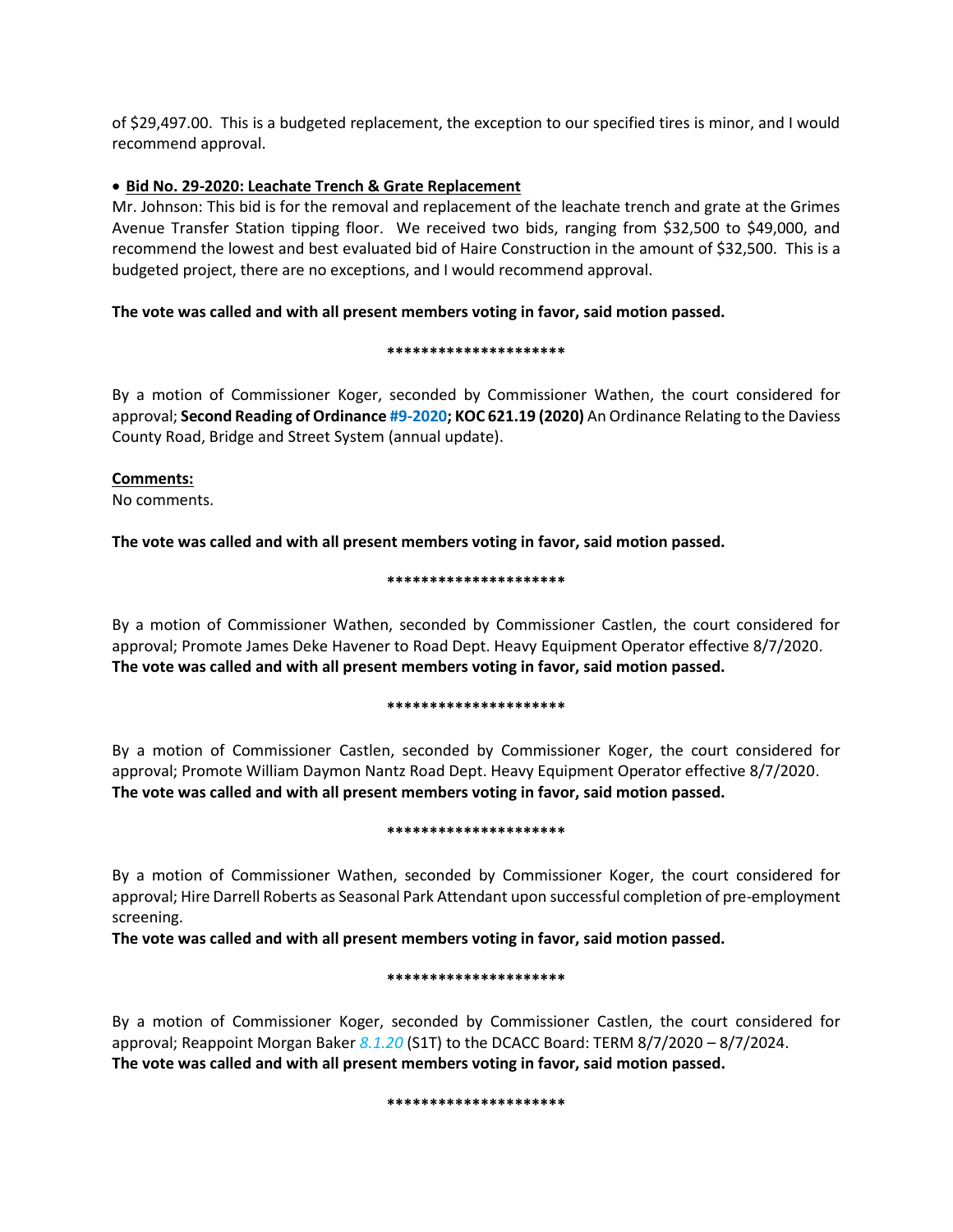of $29,497.00. This is a budgeted replacement, the exception to our specified tires is minor, and I would recommend approval.

- **Bid No. 29-2020: Leachate Trench & Grate Replacement**

Mr. Johnson: This bid is for the removal and replacement of the leachate trench and grate at the Grimes Avenue Transfer Station tipping floor. We received two bids, ranging from $32,500 to $49,000, and recommend the lowest and best evaluated bid of Haire Construction in the amount of $32,500. This is a budgeted project, there are no exceptions, and I would recommend approval.

**The vote was called and with all present members voting in favor, said motion passed.**

**********************

By a motion of Commissioner Koger, seconded by Commissioner Wathen, the court considered for approval; **Second Reading of Ordinance #9-2020; KOC 621.19 (2020)** An Ordinance Relating to the Daviess County Road, Bridge and Street System (annual update).

**Comments:**
No comments.

**The vote was called and with all present members voting in favor, said motion passed.**

**********************

By a motion of Commissioner Wathen, seconded by Commissioner Castlen, the court considered for approval; Promote James Deke Havener to Road Dept. Heavy Equipment Operator effective 8/7/2020.
**The vote was called and with all present members voting in favor, said motion passed.**

**********************

By a motion of Commissioner Castlen, seconded by Commissioner Koger, the court considered for approval; Promote William Daymon Nantz Road Dept. Heavy Equipment Operator effective 8/7/2020.
**The vote was called and with all present members voting in favor, said motion passed.**

**********************

By a motion of Commissioner Wathen, seconded by Commissioner Koger, the court considered for approval; Hire Darrell Roberts as Seasonal Park Attendant upon successful completion of pre-employment screening.
**The vote was called and with all present members voting in favor, said motion passed.**

**********************

By a motion of Commissioner Koger, seconded by Commissioner Castlen, the court considered for approval; Reappoint Morgan Baker *8.1.20* (S1T) to the DCACC Board: TERM 8/7/2020 – 8/7/2024.
**The vote was called and with all present members voting in favor, said motion passed.**

**********************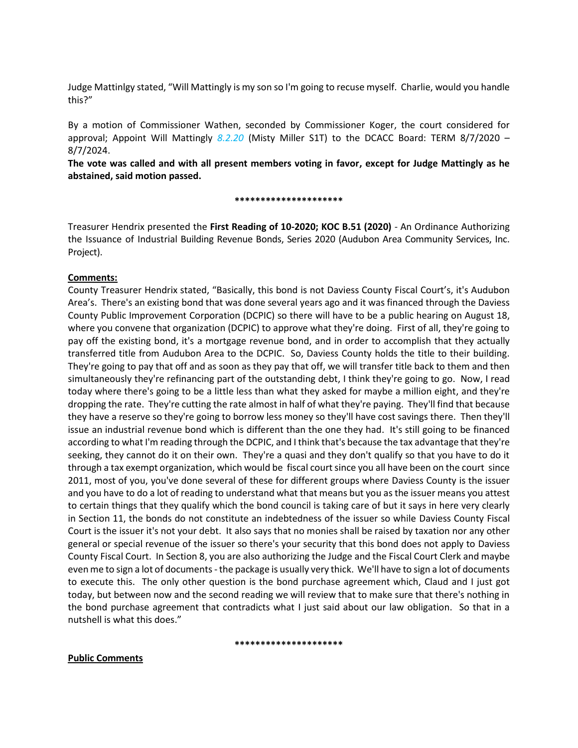Judge Mattinlgy stated, "Will Mattingly is my son so I'm going to recuse myself. Charlie, would you handle this?"

By a motion of Commissioner Wathen, seconded by Commissioner Koger, the court considered for approval; Appoint Will Mattingly *8.2.20* (Misty Miller S1T) to the DCACC Board: TERM 8/7/2020 – 8/7/2024.

**The vote was called and with all present members voting in favor, except for Judge Mattingly as he abstained, said motion passed.**

*********************

Treasurer Hendrix presented the **First Reading of 10-2020; KOC B.51 (2020)** - An Ordinance Authorizing the Issuance of Industrial Building Revenue Bonds, Series 2020 (Audubon Area Community Services, Inc. Project).

**Comments:**

County Treasurer Hendrix stated, "Basically, this bond is not Daviess County Fiscal Court's, it's Audubon Area's. There's an existing bond that was done several years ago and it was financed through the Daviess County Public Improvement Corporation (DCPIC) so there will have to be a public hearing on August 18, where you convene that organization (DCPIC) to approve what they're doing. First of all, they're going to pay off the existing bond, it's a mortgage revenue bond, and in order to accomplish that they actually transferred title from Audubon Area to the DCPIC. So, Daviess County holds the title to their building. They're going to pay that off and as soon as they pay that off, we will transfer title back to them and then simultaneously they're refinancing part of the outstanding debt, I think they're going to go. Now, I read today where there's going to be a little less than what they asked for maybe a million eight, and they're dropping the rate. They're cutting the rate almost in half of what they're paying. They'll find that because they have a reserve so they're going to borrow less money so they'll have cost savings there. Then they'll issue an industrial revenue bond which is different than the one they had. It's still going to be financed according to what I'm reading through the DCPIC, and I think that's because the tax advantage that they're seeking, they cannot do it on their own. They're a quasi and they don't qualify so that you have to do it through a tax exempt organization, which would be fiscal court since you all have been on the court since 2011, most of you, you've done several of these for different groups where Daviess County is the issuer and you have to do a lot of reading to understand what that means but you as the issuer means you attest to certain things that they qualify which the bond council is taking care of but it says in here very clearly in Section 11, the bonds do not constitute an indebtedness of the issuer so while Daviess County Fiscal Court is the issuer it's not your debt. It also says that no monies shall be raised by taxation nor any other general or special revenue of the issuer so there's your security that this bond does not apply to Daviess County Fiscal Court. In Section 8, you are also authorizing the Judge and the Fiscal Court Clerk and maybe even me to sign a lot of documents - the package is usually very thick. We'll have to sign a lot of documents to execute this. The only other question is the bond purchase agreement which, Claud and I just got today, but between now and the second reading we will review that to make sure that there's nothing in the bond purchase agreement that contradicts what I just said about our law obligation. So that in a nutshell is what this does."

*********************

**Public Comments**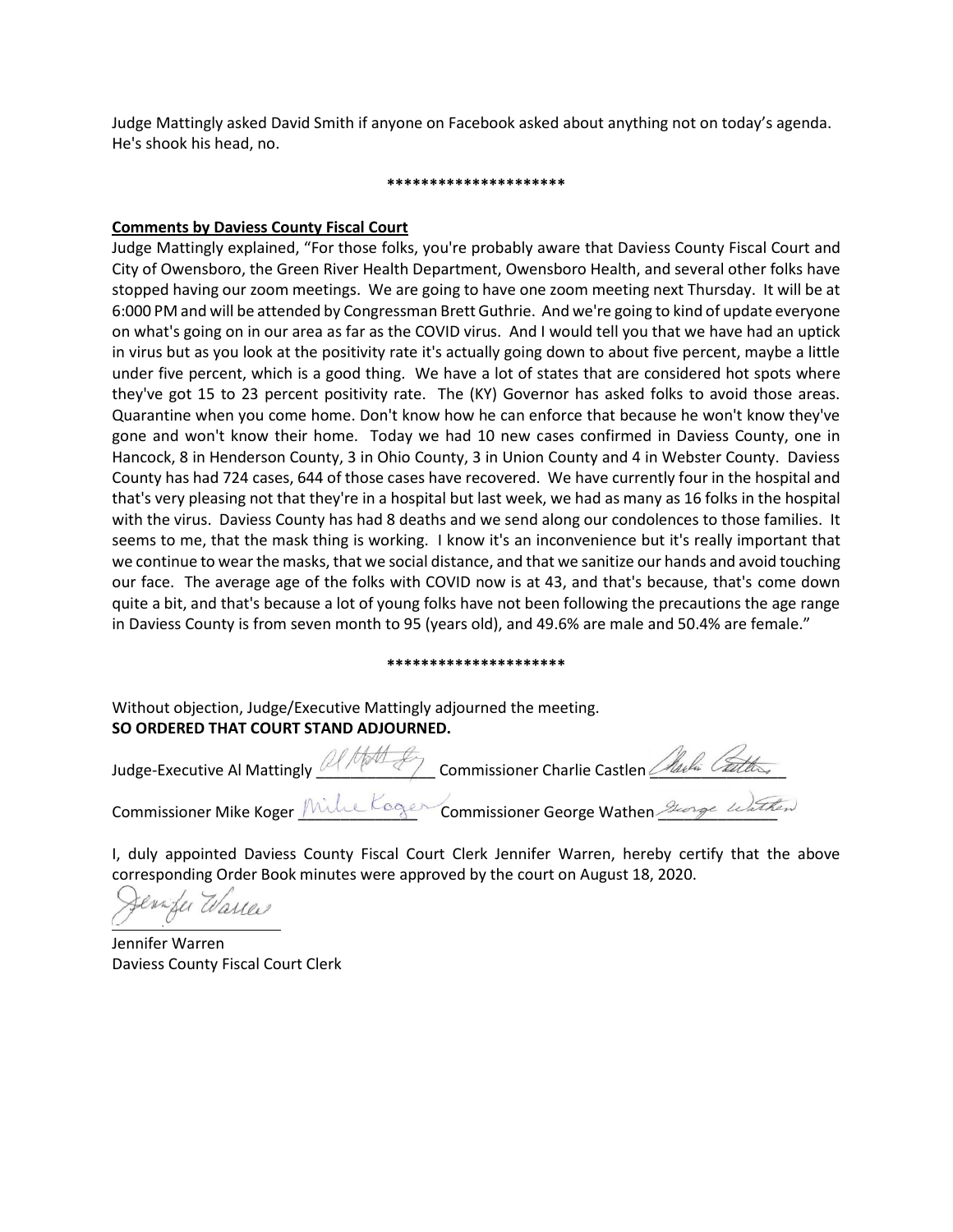Judge Mattingly asked David Smith if anyone on Facebook asked about anything not on today's agenda. He's shook his head, no.

*********************

**Comments by Daviess County Fiscal Court**

Judge Mattingly explained, "For those folks, you're probably aware that Daviess County Fiscal Court and City of Owensboro, the Green River Health Department, Owensboro Health, and several other folks have stopped having our zoom meetings. We are going to have one zoom meeting next Thursday. It will be at 6:000 PM and will be attended by Congressman Brett Guthrie. And we're going to kind of update everyone on what's going on in our area as far as the COVID virus. And I would tell you that we have had an uptick in virus but as you look at the positivity rate it's actually going down to about five percent, maybe a little under five percent, which is a good thing. We have a lot of states that are considered hot spots where they've got 15 to 23 percent positivity rate. The (KY) Governor has asked folks to avoid those areas. Quarantine when you come home. Don't know how he can enforce that because he won't know they've gone and won't know their home. Today we had 10 new cases confirmed in Daviess County, one in Hancock, 8 in Henderson County, 3 in Ohio County, 3 in Union County and 4 in Webster County. Daviess County has had 724 cases, 644 of those cases have recovered. We have currently four in the hospital and that's very pleasing not that they're in a hospital but last week, we had as many as 16 folks in the hospital with the virus. Daviess County has had 8 deaths and we send along our condolences to those families. It seems to me, that the mask thing is working. I know it's an inconvenience but it's really important that we continue to wear the masks, that we social distance, and that we sanitize our hands and avoid touching our face. The average age of the folks with COVID now is at 43, and that's because, that's come down quite a bit, and that's because a lot of young folks have not been following the precautions the age range in Daviess County is from seven month to 95 (years old), and 49.6% are male and 50.4% are female."

*********************

Without objection, Judge/Executive Mattingly adjourned the meeting.
**SO ORDERED THAT COURT STAND ADJOURNED.**

Judge-Executive Al Mattingly _____________ Commissioner Charlie Castlen _____________

Commissioner Mike Koger _____________ Commissioner George Wathen _____________

I, duly appointed Daviess County Fiscal Court Clerk Jennifer Warren, hereby certify that the above corresponding Order Book minutes were approved by the court on August 18, 2020.

_____________________
Jennifer Warren
Daviess County Fiscal Court Clerk